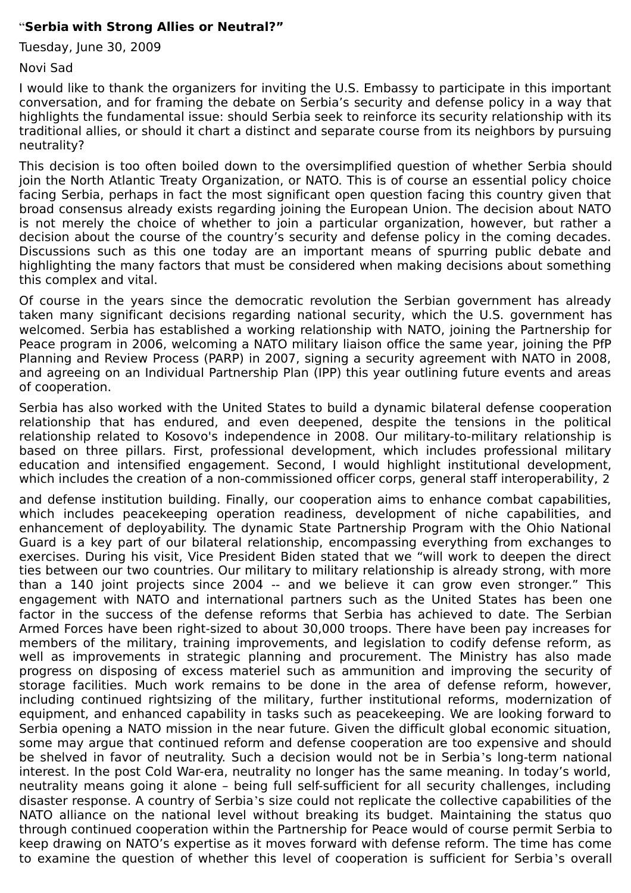"**Serbia with Strong Allies or Neutral?"**

Tuesday, June 30, 2009

Novi Sad

I would like to thank the organizers for inviting the U.S. Embassy to participate in this important conversation, and for framing the debate on Serbia's security and defense policy in a way that highlights the fundamental issue: should Serbia seek to reinforce its security relationship with its traditional allies, or should it chart a distinct and separate course from its neighbors by pursuing neutrality?

This decision is too often boiled down to the oversimplified question of whether Serbia should join the North Atlantic Treaty Organization, or NATO. This is of course an essential policy choice facing Serbia, perhaps in fact the most significant open question facing this country given that broad consensus already exists regarding joining the European Union. The decision about NATO is not merely the choice of whether to join a particular organization, however, but rather a decision about the course of the country's security and defense policy in the coming decades. Discussions such as this one today are an important means of spurring public debate and highlighting the many factors that must be considered when making decisions about something this complex and vital.

Of course in the years since the democratic revolution the Serbian government has already taken many significant decisions regarding national security, which the U.S. government has welcomed. Serbia has established a working relationship with NATO, joining the Partnership for Peace program in 2006, welcoming a NATO military liaison office the same year, joining the PfP Planning and Review Process (PARP) in 2007, signing a security agreement with NATO in 2008, and agreeing on an Individual Partnership Plan (IPP) this year outlining future events and areas of cooperation.

Serbia has also worked with the United States to build a dynamic bilateral defense cooperation relationship that has endured, and even deepened, despite the tensions in the political relationship related to Kosovo's independence in 2008. Our military-to-military relationship is based on three pillars. First, professional development, which includes professional military education and intensified engagement. Second, I would highlight institutional development, which includes the creation of a non-commissioned officer corps, general staff interoperability, and defense institution building. Finally, our cooperation aims to enhance combat capabilities, which includes peacekeeping operation readiness, development of niche capabilities, and enhancement of deployability. The dynamic State Partnership Program with the Ohio National Guard is a key part of our bilateral relationship, encompassing everything from exchanges to exercises. During his visit, Vice President Biden stated that we "will work to deepen the direct ties between our two countries. Our military to military relationship is already strong, with more than a 140 joint projects since 2004 -- and we believe it can grow even stronger." This engagement with NATO and international partners such as the United States has been one factor in the success of the defense reforms that Serbia has achieved to date. The Serbian Armed Forces have been right-sized to about 30,000 troops. There have been pay increases for members of the military, training improvements, and legislation to codify defense reform, as well as improvements in strategic planning and procurement. The Ministry has also made progress on disposing of excess materiel such as ammunition and improving the security of storage facilities. Much work remains to be done in the area of defense reform, however, including continued rightsizing of the military, further institutional reforms, modernization of equipment, and enhanced capability in tasks such as peacekeeping. We are looking forward to Serbia opening a NATO mission in the near future. Given the difficult global economic situation, some may argue that continued reform and defense cooperation are too expensive and should be shelved in favor of neutrality. Such a decision would not be in Serbia's long-term national interest. In the post Cold War-era, neutrality no longer has the same meaning. In today's world, neutrality means going it alone – being full self-sufficient for all security challenges, including disaster response. A country of Serbia's size could not replicate the collective capabilities of the NATO alliance on the national level without breaking its budget. Maintaining the status quo through continued cooperation within the Partnership for Peace would of course permit Serbia to keep drawing on NATO's expertise as it moves forward with defense reform. The time has come to examine the question of whether this level of cooperation is sufficient for Serbia's overall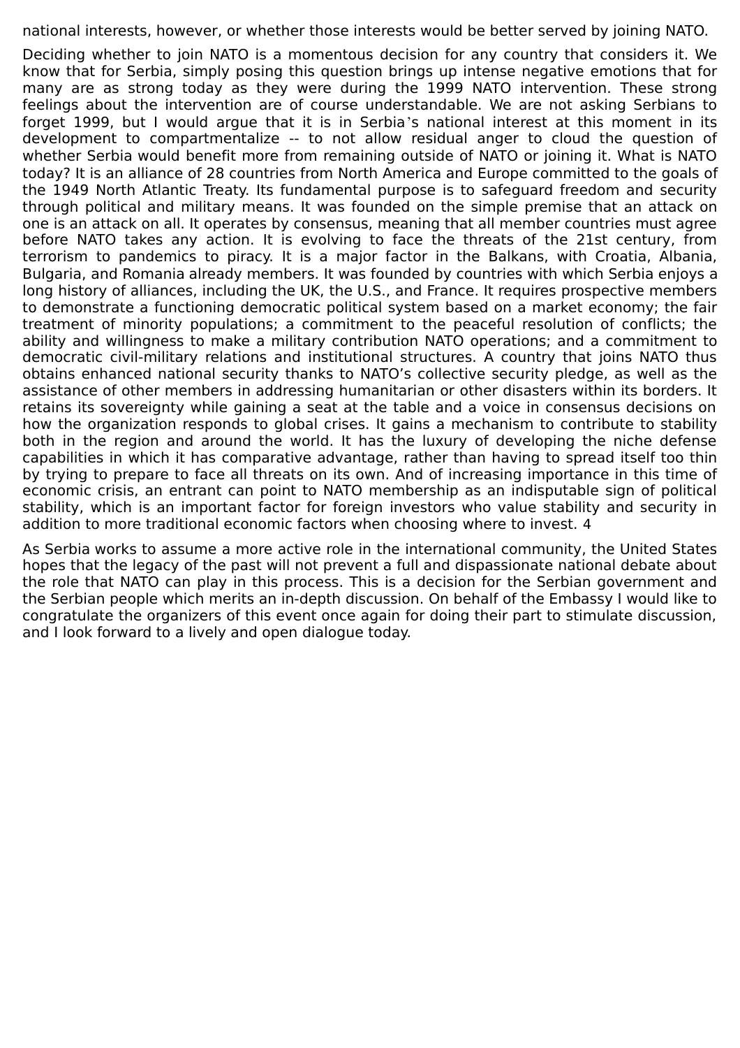national interests, however, or whether those interests would be better served by joining NATO.

Deciding whether to join NATO is a momentous decision for any country that considers it. We know that for Serbia, simply posing this question brings up intense negative emotions that for many are as strong today as they were during the 1999 NATO intervention. These strong feelings about the intervention are of course understandable. We are not asking Serbians to forget 1999, but I would argue that it is in Serbia's national interest at this moment in its development to compartmentalize -- to not allow residual anger to cloud the question of whether Serbia would benefit more from remaining outside of NATO or joining it. What is NATO today? It is an alliance of 28 countries from North America and Europe committed to the goals of the 1949 North Atlantic Treaty. Its fundamental purpose is to safeguard freedom and security through political and military means. It was founded on the simple premise that an attack on one is an attack on all. It operates by consensus, meaning that all member countries must agree before NATO takes any action. It is evolving to face the threats of the 21st century, from terrorism to pandemics to piracy. It is a major factor in the Balkans, with Croatia, Albania, Bulgaria, and Romania already members. It was founded by countries with which Serbia enjoys a long history of alliances, including the UK, the U.S., and France. It requires prospective members to demonstrate a functioning democratic political system based on a market economy; the fair treatment of minority populations; a commitment to the peaceful resolution of conflicts; the ability and willingness to make a military contribution NATO operations; and a commitment to democratic civil-military relations and institutional structures. A country that joins NATO thus obtains enhanced national security thanks to NATO's collective security pledge, as well as the assistance of other members in addressing humanitarian or other disasters within its borders. It retains its sovereignty while gaining a seat at the table and a voice in consensus decisions on how the organization responds to global crises. It gains a mechanism to contribute to stability both in the region and around the world. It has the luxury of developing the niche defense capabilities in which it has comparative advantage, rather than having to spread itself too thin by trying to prepare to face all threats on its own. And of increasing importance in this time of economic crisis, an entrant can point to NATO membership as an indisputable sign of political stability, which is an important factor for foreign investors who value stability and security in addition to more traditional economic factors when choosing where to invest. 4

As Serbia works to assume a more active role in the international community, the United States hopes that the legacy of the past will not prevent a full and dispassionate national debate about the role that NATO can play in this process. This is a decision for the Serbian government and the Serbian people which merits an in-depth discussion. On behalf of the Embassy I would like to congratulate the organizers of this event once again for doing their part to stimulate discussion, and I look forward to a lively and open dialogue today.